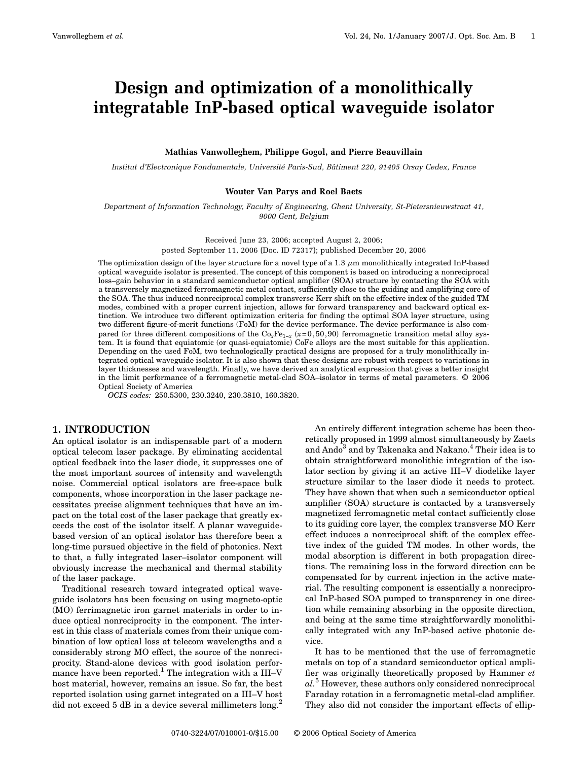# Design and optimization of a monolithically integratable InP-based optical waveguide isolator

**Mathias Vanwolleghem, Philippe Gogol, and Pierre Beauvillain**

*Institut d'Electronique Fondamentale, Université Paris-Sud, Bâtiment 220, 91405 Orsay Cedex, France*

**Wouter Van Parys and Roel Baets**

*Department of Information Technology, Faculty of Engineering, Ghent University, St-Pietersnieuwstraat 41, 9000 Gent, Belgium*

Received June 23, 2006; accepted August 2, 2006;
posted September 11, 2006 (Doc. ID 72317); published December 20, 2006

The optimization design of the layer structure for a novel type of a 1.3 $\mu$m monolithically integrated InP-based optical waveguide isolator is presented. The concept of this component is based on introducing a nonreciprocal loss–gain behavior in a standard semiconductor optical amplifier (SOA) structure by contacting the SOA with a transversely magnetized ferromagnetic metal contact, sufficiently close to the guiding and amplifying core of the SOA. The thus induced nonreciprocal complex transverse Kerr shift on the effective index of the guided TM modes, combined with a proper current injection, allows for forward transparency and backward optical extinction. We introduce two different optimization criteria for finding the optimal SOA layer structure, using two different figure-of-merit functions (FoM) for the device performance. The device performance is also compared for three different compositions of the $Co_xFe_{1-x}$ ($x=0,50,90$) ferromagnetic transition metal alloy system. It is found that equiatomic (or quasi-equiatomic) CoFe alloys are the most suitable for this application. Depending on the used FoM, two technologically practical designs are proposed for a truly monolithically integrated optical waveguide isolator. It is also shown that these designs are robust with respect to variations in layer thicknesses and wavelength. Finally, we have derived an analytical expression that gives a better insight in the limit performance of a ferromagnetic metal-clad SOA–isolator in terms of metal parameters. © 2006 Optical Society of America

*OCIS codes:* 250.5300, 230.3240, 230.3810, 160.3820.

## 1. INTRODUCTION

An optical isolator is an indispensable part of a modern optical telecom laser package. By eliminating accidental optical feedback into the laser diode, it suppresses one of the most important sources of intensity and wavelength noise. Commercial optical isolators are free-space bulk components, whose incorporation in the laser package necessitates precise alignment techniques that have an impact on the total cost of the laser package that greatly exceeds the cost of the isolator itself. A planar waveguide-based version of an optical isolator has therefore been a long-time pursued objective in the field of photonics. Next to that, a fully integrated laser–isolator component will obviously increase the mechanical and thermal stability of the laser package.

Traditional research toward integrated optical waveguide isolators has been focusing on using magneto-optic (MO) ferrimagnetic iron garnet materials in order to induce optical nonreciprocity in the component. The interest in this class of materials comes from their unique combination of low optical loss at telecom wavelengths and a considerably strong MO effect, the source of the nonreciprocity. Stand-alone devices with good isolation performance have been reported.[1] The integration with a III–V host material, however, remains an issue. So far, the best reported isolation using garnet integrated on a III–V host did not exceed 5 dB in a device several millimeters long.[2]

An entirely different integration scheme has been theoretically proposed in 1999 almost simultaneously by Zaets and Ando[3] and by Takenaka and Nakano.[4] Their idea is to obtain straightforward monolithic integration of the isolator section by giving it an active III–V diodelike layer structure similar to the laser diode it needs to protect. They have shown that when such a semiconductor optical amplifier (SOA) structure is contacted by a transversely magnetized ferromagnetic metal contact sufficiently close to its guiding core layer, the complex transverse MO Kerr effect induces a nonreciprocal shift of the complex effective index of the guided TM modes. In other words, the modal absorption is different in both propagation directions. The remaining loss in the forward direction can be compensated for by current injection in the active material. The resulting component is essentially a nonreciprocal InP-based SOA pumped to transparency in one direction while remaining absorbing in the opposite direction, and being at the same time straightforwardly monolithically integrated with any InP-based active photonic device.

It has to be mentioned that the use of ferromagnetic metals on top of a standard semiconductor optical amplifier was originally theoretically proposed by Hammer *et al.*[5] However, these authors only considered nonreciprocal Faraday rotation in a ferromagnetic metal-clad amplifier. They also did not consider the important effects of ellip-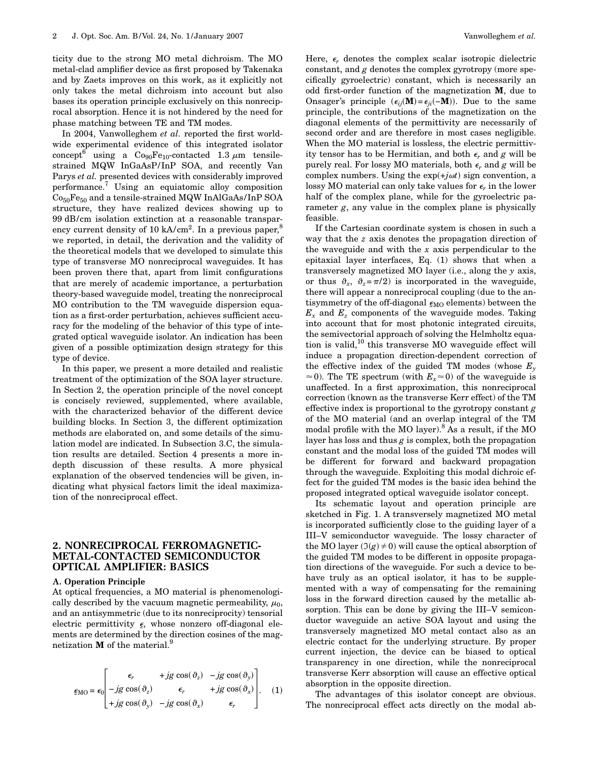ticity due to the strong MO metal dichroism. The MO metal-clad amplifier device as first proposed by Takenaka and by Zaets improves on this work, as it explicitly not only takes the metal dichroism into account but also bases its operation principle exclusively on this nonreciprocal absorption. Hence it is not hindered by the need for phase matching between TE and TM modes.

In 2004, Vanwolleghem *et al.* reported the first worldwide experimental evidence of this integrated isolator concept[6] using a $Co_{90}Fe_{10}$-contacted 1.3 $\mu$m tensile-strained MQW InGaAsP/InP SOA, and recently Van Parys *et al.* presented devices with considerably improved performance.[7] Using an equiatomic alloy composition $Co_{50}Fe_{50}$ and a tensile-strained MQW InAlGaAs/InP SOA structure, they have realized devices showing up to 99 dB/cm isolation extinction at a reasonable transparency current density of 10 kA/cm$^2$. In a previous paper,[8] we reported, in detail, the derivation and the validity of the theoretical models that we developed to simulate this type of transverse MO nonreciprocal waveguides. It has been proven there that, apart from limit configurations that are merely of academic importance, a perturbation theory-based waveguide model, treating the nonreciprocal MO contribution to the TM waveguide dispersion equation as a first-order perturbation, achieves sufficient accuracy for the modeling of the behavior of this type of integrated optical waveguide isolator. An indication has been given of a possible optimization design strategy for this type of device.

In this paper, we present a more detailed and realistic treatment of the optimization of the SOA layer structure. In Section 2, the operation principle of the novel concept is concisely reviewed, supplemented, where available, with the characterized behavior of the different device building blocks. In Section 3, the different optimization methods are elaborated on, and some details of the simulation model are indicated. In Subsection 3.C, the simulation results are detailed. Section 4 presents a more in-depth discussion of these results. A more physical explanation of the observed tendencies will be given, indicating what physical factors limit the ideal maximization of the nonreciprocal effect.

## 2. NONRECIPROCAL FERROMAGNETIC-METAL-CONTACTED SEMICONDUCTOR OPTICAL AMPLIFIER: BASICS

### A. Operation Principle

At optical frequencies, a MO material is phenomenologically described by the vacuum magnetic permeability, $\mu_0$, and an antisymmetric (due to its nonreciprocity) tensorial electric permittivity $\underline{\epsilon}$, whose nonzero off-diagonal elements are determined by the direction cosines of the magnetization $\mathbf{M}$ of the material.[9]

$$\underline{\epsilon}_{\mathrm{MO}} = \epsilon_0 \begin{bmatrix} \epsilon_r & +jg\cos(\vartheta_z) & -jg\cos(\vartheta_y) \\ -jg\cos(\vartheta_z) & \epsilon_r & +jg\cos(\vartheta_x) \\ +jg\cos(\vartheta_y) & -jg\cos(\vartheta_x) & \epsilon_r \end{bmatrix}. \quad (1)$$

Here, $\epsilon_r$ denotes the complex scalar isotropic dielectric constant, and $g$ denotes the complex gyrotropy (more specifically gyroelectric) constant, which is necessarily an odd first-order function of the magnetization $\mathbf{M}$, due to Onsager's principle ($\epsilon_{ij}(\mathbf{M}) = \epsilon_{ji}(-\mathbf{M})$). Due to the same principle, the contributions of the magnetization on the diagonal elements of the permittivity are necessarily of second order and are therefore in most cases negligible. When the MO material is lossless, the electric permittivity tensor has to be Hermitian, and both $\epsilon_r$ and $g$ will be purely real. For lossy MO materials, both $\epsilon_r$ and $g$ will be complex numbers. Using the $\exp(+j\omega t)$ sign convention, a lossy MO material can only take values for $\epsilon_r$ in the lower half of the complex plane, while for the gyroelectric parameter $g$, any value in the complex plane is physically feasible.

If the Cartesian coordinate system is chosen in such a way that the $z$ axis denotes the propagation direction of the waveguide and with the $x$ axis perpendicular to the epitaxial layer interfaces, Eq. (1) shows that when a transversely magnetized MO layer (i.e., along the $y$ axis, or thus $\vartheta_x$, $\vartheta_z = \pi/2$) is incorporated in the waveguide, there will appear a nonreciprocal coupling (due to the antisymmetry of the off-diagonal $\underline{\epsilon}_{\mathrm{MO}}$ elements) between the $E_x$ and $E_z$ components of the waveguide modes. Taking into account that for most photonic integrated circuits, the semivectorial approach of solving the Helmholtz equation is valid,[10] this transverse MO waveguide effect will induce a propagation direction-dependent correction of the effective index of the guided TM modes (whose $E_y \approx 0$). The TE spectrum (with $E_x \approx 0$) of the waveguide is unaffected. In a first approximation, this nonreciprocal correction (known as the transverse Kerr effect) of the TM effective index is proportional to the gyrotropy constant $g$ of the MO material (and an overlap integral of the TM modal profile with the MO layer).[8] As a result, if the MO layer has loss and thus $g$ is complex, both the propagation constant and the modal loss of the guided TM modes will be different for forward and backward propagation through the waveguide. Exploiting this modal dichroic effect for the guided TM modes is the basic idea behind the proposed integrated optical waveguide isolator concept.

Its schematic layout and operation principle are sketched in Fig. 1. A transversely magnetized MO metal is incorporated sufficiently close to the guiding layer of a III–V semiconductor waveguide. The lossy character of the MO layer ($\Im(g) \neq 0$) will cause the optical absorption of the guided TM modes to be different in opposite propagation directions of the waveguide. For such a device to behave truly as an optical isolator, it has to be supplemented with a way of compensating for the remaining loss in the forward direction caused by the metallic absorption. This can be done by giving the III–V semiconductor waveguide an active SOA layout and using the transversely magnetized MO metal contact also as an electric contact for the underlying structure. By proper current injection, the device can be biased to optical transparency in one direction, while the nonreciprocal transverse Kerr absorption will cause an effective optical absorption in the opposite direction.

The advantages of this isolator concept are obvious. The nonreciprocal effect acts directly on the modal ab-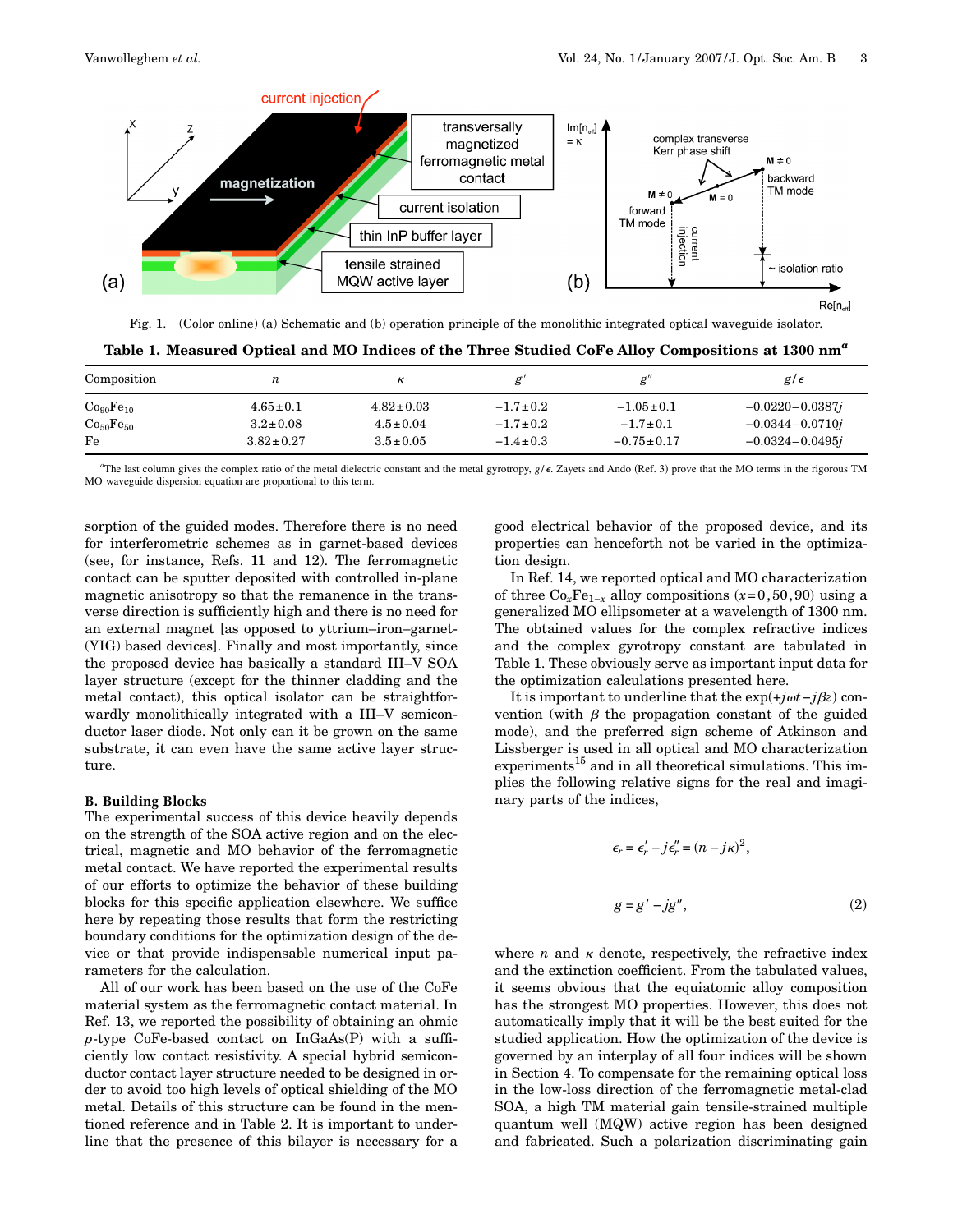current injection

x z y

magnetization

transversally magnetized ferromagnetic metal contact

current isolation

thin InP buffer layer

tensile strained MQW active layer

(a)

Im[n_eff] = κ

complex transverse Kerr phase shift

M ≠ 0

backward TM mode

M ≠ 0

M = 0

forward TM mode

current injection

~ isolation ratio

(b)

Re[n_eff]

Fig. 1. (Color online) (a) Schematic and (b) operation principle of the monolithic integrated optical waveguide isolator.

**Table 1. Measured Optical and MO Indices of the Three Studied CoFe Alloy Compositions at 1300 nm[a]**

| Composition | $n$ | $\kappa$ | $g'$ | $g''$ | $g/\epsilon$ |
|---|---|---|---|---|---|
| $Co_{90}Fe_{10}$ | $4.65 \pm 0.1$ | $4.82 \pm 0.03$ | $-1.7 \pm 0.2$ | $-1.05 \pm 0.1$ | $-0.0220 - 0.0387j$ |
| $Co_{50}Fe_{50}$ | $3.2 \pm 0.08$ | $4.5 \pm 0.04$ | $-1.7 \pm 0.2$ | $-1.7 \pm 0.1$ | $-0.0344 - 0.0710j$ |
| Fe | $3.82 \pm 0.27$ | $3.5 \pm 0.05$ | $-1.4 \pm 0.3$ | $-0.75 \pm 0.17$ | $-0.0324 - 0.0495j$ |

[a]The last column gives the complex ratio of the metal dielectric constant and the metal gyrotropy, $g/\epsilon$. Zayets and Ando (Ref. 3) prove that the MO terms in the rigorous TM MO waveguide dispersion equation are proportional to this term.

sorption of the guided modes. Therefore there is no need for interferometric schemes as in garnet-based devices (see, for instance, Refs. 11 and 12). The ferromagnetic contact can be sputter deposited with controlled in-plane magnetic anisotropy so that the remanence in the transverse direction is sufficiently high and there is no need for an external magnet [as opposed to yttrium–iron–garnet-(YIG) based devices]. Finally and most importantly, since the proposed device has basically a standard III–V SOA layer structure (except for the thinner cladding and the metal contact), this optical isolator can be straightforwardly monolithically integrated with a III–V semiconductor laser diode. Not only can it be grown on the same substrate, it can even have the same active layer structure.

### B. Building Blocks

The experimental success of this device heavily depends on the strength of the SOA active region and on the electrical, magnetic and MO behavior of the ferromagnetic metal contact. We have reported the experimental results of our efforts to optimize the behavior of these building blocks for this specific application elsewhere. We suffice here by repeating those results that form the restricting boundary conditions for the optimization design of the device or that provide indispensable numerical input parameters for the calculation.

All of our work has been based on the use of the CoFe material system as the ferromagnetic contact material. In Ref. 13, we reported the possibility of obtaining an ohmic $p$-type CoFe-based contact on InGaAs(P) with a sufficiently low contact resistivity. A special hybrid semiconductor contact layer structure needed to be designed in order to avoid too high levels of optical shielding of the MO metal. Details of this structure can be found in the mentioned reference and in Table 2. It is important to underline that the presence of this bilayer is necessary for a good electrical behavior of the proposed device, and its properties can henceforth not be varied in the optimization design.

In Ref. 14, we reported optical and MO characterization of three $Co_xFe_{1-x}$ alloy compositions ($x = 0, 50, 90$) using a generalized MO ellipsometer at a wavelength of 1300 nm. The obtained values for the complex refractive indices and the complex gyrotropy constant are tabulated in Table 1. These obviously serve as important input data for the optimization calculations presented here.

It is important to underline that the $\exp(+j\omega t - j\beta z)$ convention (with $\beta$ the propagation constant of the guided mode), and the preferred sign scheme of Atkinson and Lissberger is used in all optical and MO characterization experiments[15] and in all theoretical simulations. This implies the following relative signs for the real and imaginary parts of the indices,

$$\epsilon_r = \epsilon_r' - j\epsilon_r'' = (n - j\kappa)^2,$$

$$g = g' - jg'', \tag{2}$$

where $n$ and $\kappa$ denote, respectively, the refractive index and the extinction coefficient. From the tabulated values, it seems obvious that the equiatomic alloy composition has the strongest MO properties. However, this does not automatically imply that it will be the best suited for the studied application. How the optimization of the device is governed by an interplay of all four indices will be shown in Section 4. To compensate for the remaining optical loss in the low-loss direction of the ferromagnetic metal-clad SOA, a high TM material gain tensile-strained multiple quantum well (MQW) active region has been designed and fabricated. Such a polarization discriminating gain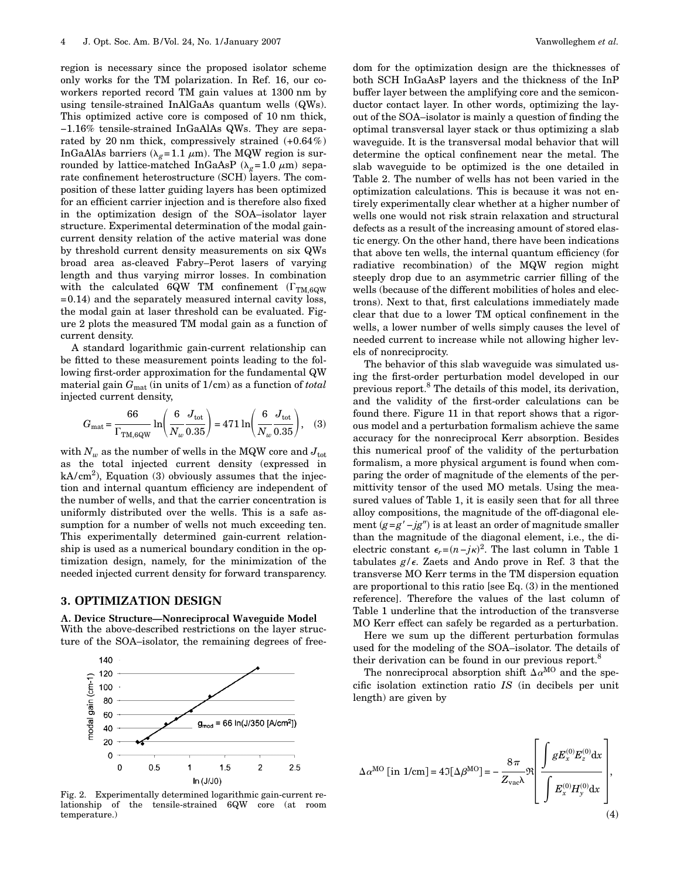region is necessary since the proposed isolator scheme only works for the TM polarization. In Ref. 16, our coworkers reported record TM gain values at 1300 nm by using tensile-strained InAlGaAs quantum wells (QWs). This optimized active core is composed of 10 nm thick, −1.16% tensile-strained InGaAlAs QWs. They are separated by 20 nm thick, compressively strained (+0.64%) InGaAlAs barriers ($\lambda_g = 1.1\ \mu$m). The MQW region is surrounded by lattice-matched InGaAsP ($\lambda_g = 1.0\ \mu$m) separate confinement heterostructure (SCH) layers. The composition of these latter guiding layers has been optimized for an efficient carrier injection and is therefore also fixed in the optimization design of the SOA–isolator layer structure. Experimental determination of the modal gain-current density relation of the active material was done by threshold current density measurements on six QWs broad area as-cleaved Fabry–Perot lasers of varying length and thus varying mirror losses. In combination with the calculated 6QW TM confinement ($\Gamma_{TM,6QW} = 0.14$) and the separately measured internal cavity loss, the modal gain at laser threshold can be evaluated. Figure 2 plots the measured TM modal gain as a function of current density.

A standard logarithmic gain-current relationship can be fitted to these measurement points leading to the following first-order approximation for the fundamental QW material gain $G_{\text{mat}}$ (in units of 1/cm) as a function of *total* injected current density,

$$G_{\text{mat}} = \frac{66}{\Gamma_{\text{TM,6QW}}} \ln\left(\frac{6}{N_w}\frac{J_{\text{tot}}}{0.35}\right) = 471 \ln\left(\frac{6}{N_w}\frac{J_{\text{tot}}}{0.35}\right), \quad (3)$$

with $N_w$ as the number of wells in the MQW core and $J_{\text{tot}}$ as the total injected current density (expressed in kA/cm$^2$), Equation (3) obviously assumes that the injection and internal quantum efficiency are independent of the number of wells, and that the carrier concentration is uniformly distributed over the wells. This is a safe assumption for a number of wells not much exceeding ten. This experimentally determined gain-current relationship is used as a numerical boundary condition in the optimization design, namely, for the minimization of the needed injected current density for forward transparency.

## 3. OPTIMIZATION DESIGN

### A. Device Structure—Nonreciprocal Waveguide Model

With the above-described restrictions on the layer structure of the SOA–isolator, the remaining degrees of freedom for the optimization design are the thicknesses of both SCH InGaAsP layers and the thickness of the InP buffer layer between the amplifying core and the semiconductor contact layer. In other words, optimizing the layout of the SOA–isolator is mainly a question of finding the optimal transversal layer stack or thus optimizing a slab waveguide. It is the transversal modal behavior that will determine the optical confinement near the metal. The slab waveguide to be optimized is the one detailed in Table 2. The number of wells has not been varied in the optimization calculations. This is because it was not entirely experimentally clear whether at a higher number of wells one would not risk strain relaxation and structural defects as a result of the increasing amount of stored elastic energy. On the other hand, there have been indications that above ten wells, the internal quantum efficiency (for radiative recombination) of the MQW region might steeply drop due to an asymmetric carrier filling of the wells (because of the different mobilities of holes and electrons). Next to that, first calculations immediately made clear that due to a lower TM optical confinement in the wells, a lower number of wells simply causes the level of needed current to increase while not allowing higher levels of nonreciprocity.

140
120
100
80
60
40
20
0
modal gain (cm-1)
0
0.5
1
1.5
2
2.5
ln (J/J0)
$g_{mod}$ = 66 ln(J/350 [A/cm$^2$])

Fig. 2. Experimentally determined logarithmic gain-current relationship of the tensile-strained 6QW core (at room temperature.)

The behavior of this slab waveguide was simulated using the first-order perturbation model developed in our previous report.[8] The details of this model, its derivation, and the validity of the first-order calculations can be found there. Figure 11 in that report shows that a rigorous model and a perturbation formalism achieve the same accuracy for the nonreciprocal Kerr absorption. Besides this numerical proof of the validity of the perturbation formalism, a more physical argument is found when comparing the order of magnitude of the elements of the permittivity tensor of the used MO metals. Using the measured values of Table 1, it is easily seen that for all three alloy compositions, the magnitude of the off-diagonal element ($g = g' - jg''$) is at least an order of magnitude smaller than the magnitude of the diagonal element, i.e., the dielectric constant $\epsilon_r = (n - j\kappa)^2$. The last column in Table 1 tabulates $g/\epsilon$. Zaets and Ando prove in Ref. 3 that the transverse MO Kerr terms in the TM dispersion equation are proportional to this ratio [see Eq. (3) in the mentioned reference]. Therefore the values of the last column of Table 1 underline that the introduction of the transverse MO Kerr effect can safely be regarded as a perturbation.

Here we sum up the different perturbation formulas used for the modeling of the SOA–isolator. The details of their derivation can be found in our previous report.[8]

The nonreciprocal absorption shift $\Delta\alpha^{\text{MO}}$ and the specific isolation extinction ratio $IS$ (in decibels per unit length) are given by

$$\Delta\alpha^{\text{MO}}\ [\text{in } 1/\text{cm}] = 4\Im[\Delta\beta^{\text{MO}}] = -\frac{8\pi}{Z_{\text{vac}}\lambda}\Re\left[\frac{\int gE_x^{(0)}E_z^{(0)}\mathrm{d}x}{\int E_x^{(0)}H_y^{(0)}\mathrm{d}x}\right], \quad (4)$$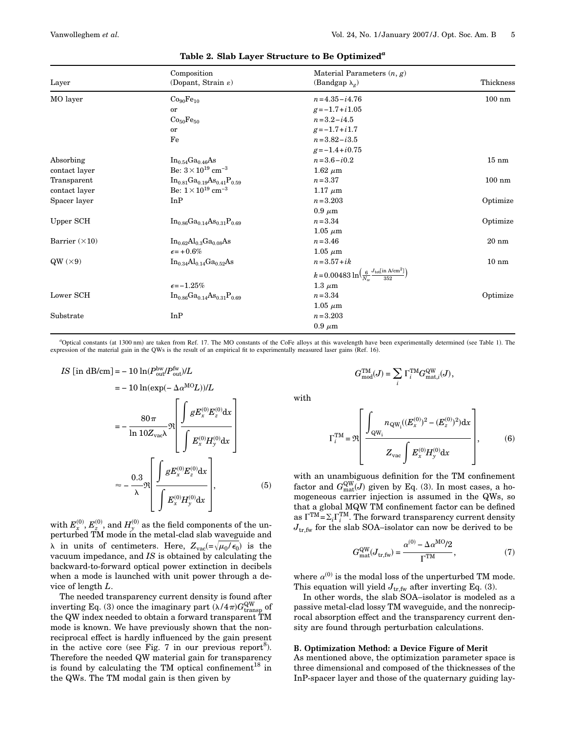**Table 2. Slab Layer Structure to Be Optimized[a]**

| Layer | Composition (Dopant, Strain $\varepsilon$) | Material Parameters ($n$, $g$) (Bandgap $\lambda_g$) | Thickness |
|---|---|---|---|
| MO layer | $Co_{90}Fe_{10}$ | $n=4.35-i4.76$ | 100 nm |
| | or | $g=-1.7+i1.05$ | |
| | $Co_{50}Fe_{50}$ | $n=3.2-i4.5$ | |
| | or | $g=-1.7+i1.7$ | |
| | Fe | $n=3.82-i3.5$ | |
| | | $g=-1.4+i0.75$ | |
| Absorbing contact layer | $In_{0.54}Ga_{0.46}As$ Be: $3\times10^{19}\ \mathrm{cm}^{-3}$ | $n=3.6-i0.2$ 1.62 $\mu$m | 15 nm |
| Transparent contact layer | $In_{0.81}Ga_{0.19}As_{0.41}P_{0.59}$ Be: $1\times10^{19}\ \mathrm{cm}^{-3}$ | $n=3.37$ 1.17 $\mu$m | 100 nm |
| Spacer layer | InP | $n=3.203$ 0.9 $\mu$m | Optimize |
| Upper SCH | $In_{0.86}Ga_{0.14}As_{0.31}P_{0.69}$ | $n=3.34$ 1.05 $\mu$m | Optimize |
| Barrier ($\times$10) | $In_{0.62}Al_{0.3}Ga_{0.08}As$ $\epsilon=+0.6\%$ | $n=3.46$ 1.05 $\mu$m | 20 nm |
| QW ($\times$9) | $In_{0.34}Al_{0.14}Ga_{0.52}As$ $\epsilon=-1.25\%$ | $n=3.57+ik$ $k=0.00483\ln\left(\frac{6}{N_w}\frac{J_{\mathrm{tot}}[\mathrm{in\ A/cm^2}]}{352}\right)$ 1.3 $\mu$m | 10 nm |
| Lower SCH | $In_{0.86}Ga_{0.14}As_{0.31}P_{0.69}$ | $n=3.34$ 1.05 $\mu$m | Optimize |
| Substrate | InP | $n=3.203$ 0.9 $\mu$m | |

[a]Optical constants (at 1300 nm) are taken from Ref. 17. The MO constants of the CoFe alloys at this wavelength have been experimentally determined (see Table 1). The expression of the material gain in the QWs is the result of an empirical fit to experimentally measured laser gains (Ref. 16).

$$
\begin{aligned}
IS\ [\text{in dB/cm}] &= -10\ln(P_{\text{out}}^{\text{bw}}/P_{\text{out}}^{\text{fw}})/L \\
&= -10\ln(\exp(-\Delta\alpha^{\text{MO}}L))/L \\
&= -\frac{80\pi}{\ln 10 Z_{\text{vac}}\lambda}\Re\left[\frac{\int gE_x^{(0)}E_z^{(0)}\mathrm{d}x}{\int E_x^{(0)}H_y^{(0)}\mathrm{d}x}\right] \\
&\approx -\frac{0.3}{\lambda}\Re\left[\frac{\int gE_x^{(0)}E_z^{(0)}\mathrm{d}x}{\int E_x^{(0)}H_y^{(0)}\mathrm{d}x}\right],
\end{aligned} \tag{5}
$$

with $E_x^{(0)}$, $E_z^{(0)}$, and $H_y^{(0)}$ as the field components of the unperturbed TM mode in the metal-clad slab waveguide and $\lambda$ in units of centimeters. Here, $Z_{\text{vac}}(=\sqrt{\mu_0/\epsilon_0})$ is the vacuum impedance, and $IS$ is obtained by calculating the backward-to-forward optical power extinction in decibels when a mode is launched with unit power through a device of length $L$.

The needed transparency current density is found after inverting Eq. (3) once the imaginary part $(\lambda/4\pi)G_{\text{transp}}^{\text{QW}}$ of the QW index needed to obtain a forward transparent TM mode is known. We have previously shown that the nonreciprocal effect is hardly influenced by the gain present in the active core (see Fig. 7 in our previous report[8]). Therefore the needed QW material gain for transparency is found by calculating the TM optical confinement[18] in the QWs. The TM modal gain is then given by

$$
G_{\text{mod}}^{\text{TM}}(J) = \sum_i \Gamma_i^{\text{TM}} G_{\text{mat},i}^{\text{QW}}(J),
$$

with

$$
\Gamma_i^{\text{TM}} = \Re\left[\frac{\int_{\text{QW}_i} n_{\text{QW}_i}((E_x^{(0)})^2-(E_z^{(0)})^2)\mathrm{d}x}{Z_{\text{vac}}\int E_x^{(0)}H_y^{(0)}\mathrm{d}x}\right], \tag{6}
$$

with an unambiguous definition for the TM confinement factor and $G_{\text{mat}}^{\text{QW}}(J)$ given by Eq. (3). In most cases, a homogeneous carrier injection is assumed in the QWs, so that a global MQW TM confinement factor can be defined as $\Gamma^{\text{TM}}=\Sigma_i\Gamma_i^{\text{TM}}$. The forward transparency current density $J_{\text{tr,fw}}$ for the slab SOA–isolator can now be derived to be

$$
G_{\text{mat}}^{\text{QW}}(J_{\text{tr,fw}}) = \frac{\alpha^{(0)}-\Delta\alpha^{\text{MO}}/2}{\Gamma^{\text{TM}}}, \tag{7}
$$

where $\alpha^{(0)}$ is the modal loss of the unperturbed TM mode. This equation will yield $J_{\text{tr,fw}}$ after inverting Eq. (3).

In other words, the slab SOA–isolator is modeled as a passive metal-clad lossy TM waveguide, and the nonreciprocal absorption effect and the transparency current density are found through perturbation calculations.

### B. Optimization Method: a Device Figure of Merit

As mentioned above, the optimization parameter space is three dimensional and composed of the thicknesses of the InP-spacer layer and those of the quaternary guiding lay-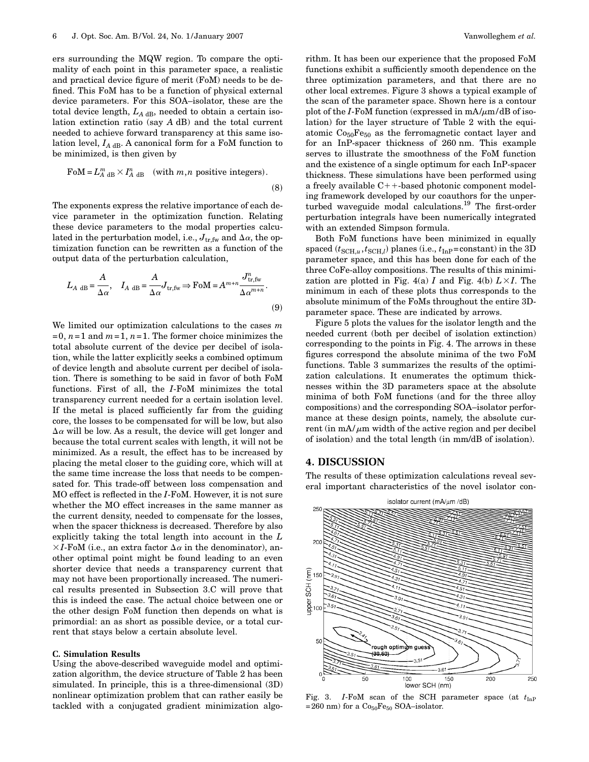ers surrounding the MQW region. To compare the optimality of each point in this parameter space, a realistic and practical device figure of merit (FoM) needs to be defined. This FoM has to be a function of physical external device parameters. For this SOA–isolator, these are the total device length, $L_{A\text{ dB}}$, needed to obtain a certain isolation extinction ratio (say $A$ dB) and the total current needed to achieve forward transparency at this same isolation level, $I_{A\text{ dB}}$. A canonical form for a FoM function to be minimized, is then given by

$$\text{FoM} = L_{A\text{ dB}}^{m} \times I_{A\text{ dB}}^{n} \quad (\text{with } m,n \text{ positive integers}). \tag{8}$$

The exponents express the relative importance of each device parameter in the optimization function. Relating these device parameters to the modal properties calculated in the perturbation model, i.e., $J_{\text{tr,fw}}$ and $\Delta\alpha$, the optimization function can be rewritten as a function of the output data of the perturbation calculation,

$$L_{A\text{ dB}} = \frac{A}{\Delta\alpha}, \quad I_{A\text{ dB}} = \frac{A}{\Delta\alpha} J_{\text{tr,fw}} \Rightarrow \text{FoM} = A^{m+n} \frac{J_{\text{tr,fw}}^{n}}{\Delta\alpha^{m+n}}. \tag{9}$$

We limited our optimization calculations to the cases $m=0$, $n=1$ and $m=1$, $n=1$. The former choice minimizes the total absolute current of the device per decibel of isolation, while the latter explicitly seeks a combined optimum of device length and absolute current per decibel of isolation. There is something to be said in favor of both FoM functions. First of all, the $I$-FoM minimizes the total transparency current needed for a certain isolation level. If the metal is placed sufficiently far from the guiding core, the losses to be compensated for will be low, but also $\Delta\alpha$ will be low. As a result, the device will get longer and because the total current scales with length, it will not be minimized. As a result, the effect has to be increased by placing the metal closer to the guiding core, which will at the same time increase the loss that needs to be compensated for. This trade-off between loss compensation and MO effect is reflected in the $I$-FoM. However, it is not sure whether the MO effect increases in the same manner as the current density, needed to compensate for the losses, when the spacer thickness is decreased. Therefore by also explicitly taking the total length into account in the $L \times I$-FoM (i.e., an extra factor $\Delta\alpha$ in the denominator), another optimal point might be found leading to an even shorter device that needs a transparency current that may not have been proportionally increased. The numerical results presented in Subsection 3.C will prove that this is indeed the case. The actual choice between one or the other design FoM function then depends on what is primordial: an as short as possible device, or a total current that stays below a certain absolute level.

### C. Simulation Results

Using the above-described waveguide model and optimization algorithm, the device structure of Table 2 has been simulated. In principle, this is a three-dimensional (3D) nonlinear optimization problem that can rather easily be tackled with a conjugated gradient minimization algorithm. It has been our experience that the proposed FoM functions exhibit a sufficiently smooth dependence on the three optimization parameters, and that there are no other local extremes. Figure 3 shows a typical example of the scan of the parameter space. Shown here is a contour plot of the $I$-FoM function (expressed in mA/$\mu$m/dB of isolation) for the layer structure of Table 2 with the equiatomic $Co_{50}Fe_{50}$ as the ferromagnetic contact layer and for an InP-spacer thickness of 260 nm. This example serves to illustrate the smoothness of the FoM function and the existence of a single optimum for each InP-spacer thickness. These simulations have been performed using a freely available C++-based photonic component modeling framework developed by our coauthors for the unperturbed waveguide modal calculations.[19] The first-order perturbation integrals have been numerically integrated with an extended Simpson formula.

Both FoM functions have been minimized in equally spaced $(t_{\text{SCH},u}, t_{\text{SCH},l})$ planes (i.e., $t_{\text{InP}}$=constant) in the 3D parameter space, and this has been done for each of the three CoFe-alloy compositions. The results of this minimization are plotted in Fig. 4(a) $I$ and Fig. 4(b) $L \times I$. The minimum in each of these plots thus corresponds to the absolute minimum of the FoMs throughout the entire 3D-parameter space. These are indicated by arrows.

Figure 5 plots the values for the isolator length and the needed current (both per decibel of isolation extinction) corresponding to the points in Fig. 4. The arrows in these figures correspond the absolute minima of the two FoM functions. Table 3 summarizes the results of the optimization calculations. It enumerates the optimum thicknesses within the 3D parameters space at the absolute minima of both FoM functions (and for the three alloy compositions) and the corresponding SOA–isolator performance at these design points, namely, the absolute current (in mA/$\mu$m width of the active region and per decibel of isolation) and the total length (in mm/dB of isolation).

## 4. DISCUSSION

The results of these optimization calculations reveal several important characteristics of the novel isolator con-

Fig. 3. $I$-FoM scan of the SCH parameter space (at $t_{\text{InP}}$ = 260 nm) for a $Co_{50}Fe_{50}$ SOA–isolator.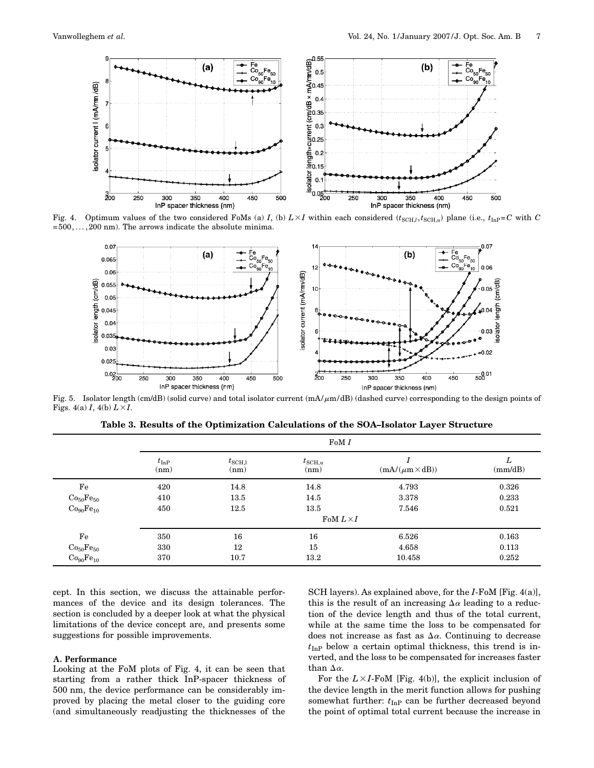Fig. 4. Optimum values of the two considered FoMs (a) $I$, (b) $L\times I$ within each considered $(t_{\mathrm{SCH},l}, t_{\mathrm{SCH},u})$ plane (i.e., $t_{\mathrm{InP}}=C$ with $C=500,\ldots,200$ nm). The arrows indicate the absolute minima.

Fig. 5. Isolator length (cm/dB) (solid curve) and total isolator current (mA/$\mu$m/dB) (dashed curve) corresponding to the design points of Figs. 4(a) $I$, 4(b) $L\times I$.

**Table 3. Results of the Optimization Calculations of the SOA–Isolator Layer Structure**

| | FoM $I$ | | | | |
|---|---|---|---|---|---|
| | $t_{\mathrm{InP}}$ (nm) | $t_{\mathrm{SCH,l}}$ (nm) | $t_{\mathrm{SCH,u}}$ (nm) | $I$ (mA/($\mu$m×dB)) | $L$ (mm/dB) |
| Fe | 420 | 14.8 | 14.8 | 4.793 | 0.326 |
| $Co_{50}Fe_{50}$ | 410 | 13.5 | 14.5 | 3.378 | 0.233 |
| $Co_{90}Fe_{10}$ | 450 | 12.5 | 13.5 | 7.546 | 0.521 |
| | FoM $L\times I$ | | | | |
| Fe | 350 | 16 | 16 | 6.526 | 0.163 |
| $Co_{50}Fe_{50}$ | 330 | 12 | 15 | 4.658 | 0.113 |
| $Co_{90}Fe_{10}$ | 370 | 10.7 | 13.2 | 10.458 | 0.252 |

cept. In this section, we discuss the attainable performances of the device and its design tolerances. The section is concluded by a deeper look at what the physical limitations of the device concept are, and presents some suggestions for possible improvements.

### A. Performance

Looking at the FoM plots of Fig. 4, it can be seen that starting from a rather thick InP-spacer thickness of 500 nm, the device performance can be considerably improved by placing the metal closer to the guiding core (and simultaneously readjusting the thicknesses of the SCH layers). As explained above, for the $I$-FoM [Fig. 4(a)], this is the result of an increasing $\Delta\alpha$ leading to a reduction of the device length and thus of the total current, while at the same time the loss to be compensated for does not increase as fast as $\Delta\alpha$. Continuing to decrease $t_{\mathrm{InP}}$ below a certain optimal thickness, this trend is inverted, and the loss to be compensated for increases faster than $\Delta\alpha$.

For the $L\times I$-FoM [Fig. 4(b)], the explicit inclusion of the device length in the merit function allows for pushing somewhat further: $t_{\mathrm{InP}}$ can be further decreased beyond the point of optimal total current because the increase in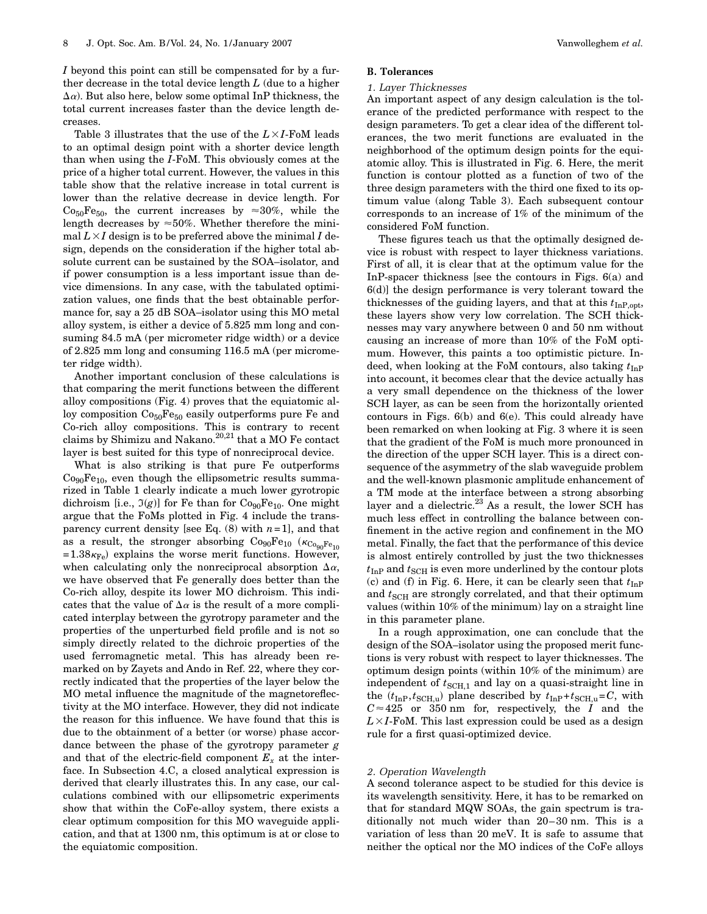$I$ beyond this point can still be compensated for by a further decrease in the total device length $L$ (due to a higher $\Delta\alpha$). But also here, below some optimal InP thickness, the total current increases faster than the device length decreases.

Table 3 illustrates that the use of the $L\times I$-FoM leads to an optimal design point with a shorter device length than when using the $I$-FoM. This obviously comes at the price of a higher total current. However, the values in this table show that the relative increase in total current is lower than the relative decrease in device length. For $Co_{50}Fe_{50}$, the current increases by $\approx 30\%$, while the length decreases by $\approx 50\%$. Whether therefore the minimal $L\times I$ design is to be preferred above the minimal $I$ design, depends on the consideration if the higher total absolute current can be sustained by the SOA–isolator, and if power consumption is a less important issue than device dimensions. In any case, with the tabulated optimization values, one finds that the best obtainable performance for, say a 25 dB SOA–isolator using this MO metal alloy system, is either a device of 5.825 mm long and consuming 84.5 mA (per micrometer ridge width) or a device of 2.825 mm long and consuming 116.5 mA (per micrometer ridge width).

Another important conclusion of these calculations is that comparing the merit functions between the different alloy compositions (Fig. 4) proves that the equiatomic alloy composition $Co_{50}Fe_{50}$ easily outperforms pure Fe and Co-rich alloy compositions. This is contrary to recent claims by Shimizu and Nakano[20,21] that a MO Fe contact layer is best suited for this type of nonreciprocal device.

What is also striking is that pure Fe outperforms $Co_{90}Fe_{10}$, even though the ellipsometric results summarized in Table 1 clearly indicate a much lower gyrotropic dichroism [i.e., $\Im(g)$] for Fe than for $Co_{90}Fe_{10}$. One might argue that the FoMs plotted in Fig. 4 include the transparency current density [see Eq. (8) with $n=1$], and that as a result, the stronger absorbing $Co_{90}Fe_{10}$ ($\kappa_{Co_{90}Fe_{10}} = 1.38\kappa_{Fe}$) explains the worse merit functions. However, when calculating only the nonreciprocal absorption $\Delta\alpha$, we have observed that Fe generally does better than the Co-rich alloy, despite its lower MO dichroism. This indicates that the value of $\Delta\alpha$ is the result of a more complicated interplay between the gyrotropy parameter and the properties of the unperturbed field profile and is not so simply directly related to the dichroic properties of the used ferromagnetic metal. This has already been remarked on by Zayets and Ando in Ref. 22, where they correctly indicated that the properties of the layer below the MO metal influence the magnitude of the magnetoreflectivity at the MO interface. However, they did not indicate the reason for this influence. We have found that this is due to the obtainment of a better (or worse) phase accordance between the phase of the gyrotropy parameter $g$ and that of the electric-field component $E_x$ at the interface. In Subsection 4.C, a closed analytical expression is derived that clearly illustrates this. In any case, our calculations combined with our ellipsometric experiments show that within the CoFe-alloy system, there exists a clear optimum composition for this MO waveguide application, and that at 1300 nm, this optimum is at or close to the equiatomic composition.

## B. Tolerances

### 1. Layer Thicknesses

An important aspect of any design calculation is the tolerance of the predicted performance with respect to the design parameters. To get a clear idea of the different tolerances, the two merit functions are evaluated in the neighborhood of the optimum design points for the equiatomic alloy. This is illustrated in Fig. 6. Here, the merit function is contour plotted as a function of two of the three design parameters with the third one fixed to its optimum value (along Table 3). Each subsequent contour corresponds to an increase of 1% of the minimum of the considered FoM function.

These figures teach us that the optimally designed device is robust with respect to layer thickness variations. First of all, it is clear that at the optimum value for the InP-spacer thickness [see the contours in Figs. 6(a) and 6(d)] the design performance is very tolerant toward the thicknesses of the guiding layers, and that at this $t_{InP,opt}$, these layers show very low correlation. The SCH thicknesses may vary anywhere between 0 and 50 nm without causing an increase of more than 10% of the FoM optimum. However, this paints a too optimistic picture. Indeed, when looking at the FoM contours, also taking $t_{InP}$ into account, it becomes clear that the device actually has a very small dependence on the thickness of the lower SCH layer, as can be seen from the horizontally oriented contours in Figs. 6(b) and 6(e). This could already have been remarked on when looking at Fig. 3 where it is seen that the gradient of the FoM is much more pronounced in the direction of the upper SCH layer. This is a direct consequence of the asymmetry of the slab waveguide problem and the well-known plasmonic amplitude enhancement of a TM mode at the interface between a strong absorbing layer and a dielectric.[23] As a result, the lower SCH has much less effect in controlling the balance between confinement in the active region and confinement in the MO metal. Finally, the fact that the performance of this device is almost entirely controlled by just the two thicknesses $t_{InP}$ and $t_{SCH}$ is even more underlined by the contour plots (c) and (f) in Fig. 6. Here, it can be clearly seen that $t_{InP}$ and $t_{SCH}$ are strongly correlated, and that their optimum values (within 10% of the minimum) lay on a straight line in this parameter plane.

In a rough approximation, one can conclude that the design of the SOA–isolator using the proposed merit functions is very robust with respect to layer thicknesses. The optimum design points (within 10% of the minimum) are independent of $t_{SCH,1}$ and lay on a quasi-straight line in the ($t_{InP}, t_{SCH,u}$) plane described by $t_{InP}+t_{SCH,u}=C$, with $C\approx 425$ or 350 nm for, respectively, the $I$ and the $L\times I$-FoM. This last expression could be used as a design rule for a first quasi-optimized device.

### 2. Operation Wavelength

A second tolerance aspect to be studied for this device is its wavelength sensitivity. Here, it has to be remarked on that for standard MQW SOAs, the gain spectrum is traditionally not much wider than 20–30 nm. This is a variation of less than 20 meV. It is safe to assume that neither the optical nor the MO indices of the CoFe alloys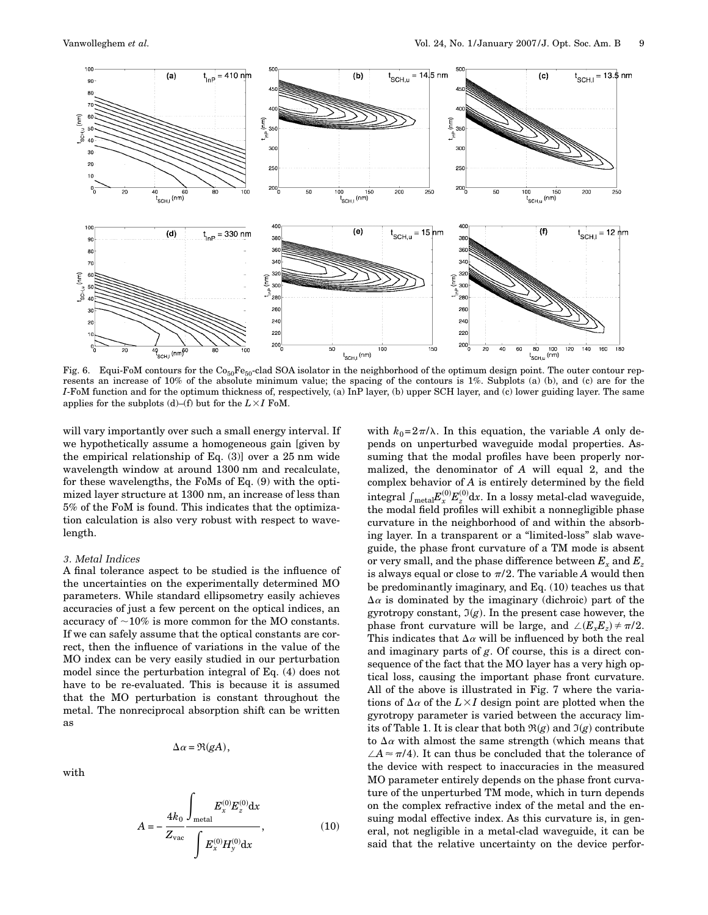Fig. 6. Equi-FoM contours for the $Co_{50}Fe_{50}$-clad SOA isolator in the neighborhood of the optimum design point. The outer contour represents an increase of 10% of the absolute minimum value; the spacing of the contours is 1%. Subplots (a) (b), and (c) are for the *I*-FoM function and for the optimum thickness of, respectively, (a) InP layer, (b) upper SCH layer, and (c) lower guiding layer. The same applies for the subplots (d)–(f) but for the $L \times I$ FoM.

will vary importantly over such a small energy interval. If we hypothetically assume a homogeneous gain [given by the empirical relationship of Eq. (3)] over a 25 nm wide wavelength window at around 1300 nm and recalculate, for these wavelengths, the FoMs of Eq. (9) with the optimized layer structure at 1300 nm, an increase of less than 5% of the FoM is found. This indicates that the optimization calculation is also very robust with respect to wavelength.

### 3. Metal Indices

A final tolerance aspect to be studied is the influence of the uncertainties on the experimentally determined MO parameters. While standard ellipsometry easily achieves accuracies of just a few percent on the optical indices, an accuracy of $\sim$10% is more common for the MO constants. If we can safely assume that the optical constants are correct, then the influence of variations in the value of the MO index can be very easily studied in our perturbation model since the perturbation integral of Eq. (4) does not have to be re-evaluated. This is because it is assumed that the MO perturbation is constant throughout the metal. The nonreciprocal absorption shift can be written as

$$\Delta\alpha = \Re(gA),$$

with

$$A = -\frac{4k_0}{Z_{\text{vac}}} \frac{\int_{\text{metal}} E_x^{(0)} E_z^{(0)} \mathrm{d}x}{\int E_x^{(0)} H_y^{(0)} \mathrm{d}x}, \tag{10}$$

with $k_0 = 2\pi/\lambda$. In this equation, the variable $A$ only depends on unperturbed waveguide modal properties. Assuming that the modal profiles have been properly normalized, the denominator of $A$ will equal 2, and the complex behavior of $A$ is entirely determined by the field integral $\int_{\text{metal}} E_x^{(0)} E_z^{(0)} \mathrm{d}x$. In a lossy metal-clad waveguide, the modal field profiles will exhibit a nonnegligible phase curvature in the neighborhood of and within the absorbing layer. In a transparent or a "limited-loss" slab waveguide, the phase front curvature of a TM mode is absent or very small, and the phase difference between $E_x$ and $E_z$ is always equal or close to $\pi/2$. The variable $A$ would then be predominantly imaginary, and Eq. (10) teaches us that $\Delta\alpha$ is dominated by the imaginary (dichroic) part of the gyrotropy constant, $\Im(g)$. In the present case however, the phase front curvature will be large, and $\angle(E_x E_z) \neq \pi/2$. This indicates that $\Delta\alpha$ will be influenced by both the real and imaginary parts of $g$. Of course, this is a direct consequence of the fact that the MO layer has a very high optical loss, causing the important phase front curvature. All of the above is illustrated in Fig. 7 where the variations of $\Delta\alpha$ of the $L \times I$ design point are plotted when the gyrotropy parameter is varied between the accuracy limits of Table 1. It is clear that both $\Re(g)$ and $\Im(g)$ contribute to $\Delta\alpha$ with almost the same strength (which means that $\angle A \approx \pi/4$). It can thus be concluded that the tolerance of the device with respect to inaccuracies in the measured MO parameter entirely depends on the phase front curvature of the unperturbed TM mode, which in turn depends on the complex refractive index of the metal and the ensuing modal effective index. As this curvature is, in general, not negligible in a metal-clad waveguide, it can be said that the relative uncertainty on the device perfor-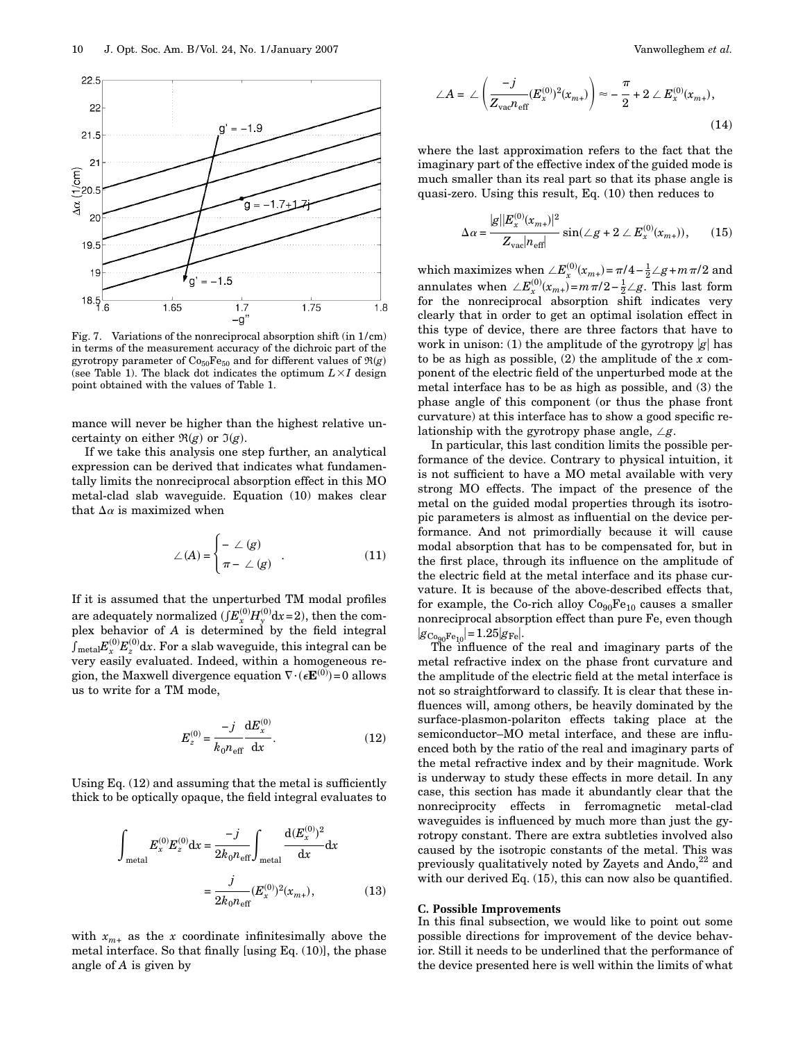Fig. 7. Variations of the nonreciprocal absorption shift (in 1/cm) in terms of the measurement accuracy of the dichroic part of the gyrotropy parameter of $Co_{50}Fe_{50}$ and for different values of $\Re(g)$ (see Table 1). The black dot indicates the optimum $L \times I$ design point obtained with the values of Table 1.

mance will never be higher than the highest relative uncertainty on either $\Re(g)$ or $\Im(g)$.

If we take this analysis one step further, an analytical expression can be derived that indicates what fundamentally limits the nonreciprocal absorption effect in this MO metal-clad slab waveguide. Equation (10) makes clear that $\Delta\alpha$ is maximized when

$$\angle(A) = \begin{cases} -\angle(g) \\ \pi - \angle(g) \end{cases}. \tag{11}$$

If it is assumed that the unperturbed TM modal profiles are adequately normalized ($\int E_x^{(0)} H_y^{(0)} \mathrm{d}x = 2$), then the complex behavior of $A$ is determined by the field integral $\int_{\mathrm{metal}} E_x^{(0)} E_z^{(0)} \mathrm{d}x$. For a slab waveguide, this integral can be very easily evaluated. Indeed, within a homogeneous region, the Maxwell divergence equation $\nabla \cdot (\epsilon \mathbf{E}^{(0)}) = 0$ allows us to write for a TM mode,

$$E_z^{(0)} = \frac{-j}{k_0 n_{\mathrm{eff}}} \frac{\mathrm{d}E_x^{(0)}}{\mathrm{d}x}. \tag{12}$$

Using Eq. (12) and assuming that the metal is sufficiently thick to be optically opaque, the field integral evaluates to

$$\int_{\mathrm{metal}} E_x^{(0)} E_z^{(0)} \mathrm{d}x = \frac{-j}{2k_0 n_{\mathrm{eff}}} \int_{\mathrm{metal}} \frac{\mathrm{d}(E_x^{(0)})^2}{\mathrm{d}x} \mathrm{d}x = \frac{j}{2k_0 n_{\mathrm{eff}}} (E_x^{(0)})^2 (x_{m+}), \tag{13}$$

with $x_{m+}$ as the $x$ coordinate infinitesimally above the metal interface. So that finally [using Eq. (10)], the phase angle of $A$ is given by

$$\angle A = \angle \left( \frac{-j}{Z_{\mathrm{vac}} n_{\mathrm{eff}}} (E_x^{(0)})^2 (x_{m+}) \right) \approx -\frac{\pi}{2} + 2 \angle E_x^{(0)}(x_{m+}), \tag{14}$$

where the last approximation refers to the fact that the imaginary part of the effective index of the guided mode is much smaller than its real part so that its phase angle is quasi-zero. Using this result, Eq. (10) then reduces to

$$\Delta\alpha = \frac{|g||E_x^{(0)}(x_{m+})|^2}{Z_{\mathrm{vac}}|n_{\mathrm{eff}}|} \sin(\angle g + 2\angle E_x^{(0)}(x_{m+})), \tag{15}$$

which maximizes when $\angle E_x^{(0)}(x_{m+}) = \pi/4 - \frac{1}{2}\angle g + m\pi/2$ and annulates when $\angle E_x^{(0)}(x_{m+}) = m\pi/2 - \frac{1}{2}\angle g$. This last form for the nonreciprocal absorption shift indicates very clearly that in order to get an optimal isolation effect in this type of device, there are three factors that have to work in unison: (1) the amplitude of the gyrotropy $|g|$ has to be as high as possible, (2) the amplitude of the $x$ component of the electric field of the unperturbed mode at the metal interface has to be as high as possible, and (3) the phase angle of this component (or thus the phase front curvature) at this interface has to show a good specific relationship with the gyrotropy phase angle, $\angle g$.

In particular, this last condition limits the possible performance of the device. Contrary to physical intuition, it is not sufficient to have a MO metal available with very strong MO effects. The impact of the presence of the metal on the guided modal properties through its isotropic parameters is almost as influential on the device performance. And not primordially because it will cause modal absorption that has to be compensated for, but in the first place, through its influence on the amplitude of the electric field at the metal interface and its phase curvature. It is because of the above-described effects that, for example, the Co-rich alloy $Co_{90}Fe_{10}$ causes a smaller nonreciprocal absorption effect than pure Fe, even though $|g_{Co_{90}Fe_{10}}| = 1.25|g_{Fe}|$.

The influence of the real and imaginary parts of the metal refractive index on the phase front curvature and the amplitude of the electric field at the metal interface is not so straightforward to classify. It is clear that these influences will, among others, be heavily dominated by the surface-plasmon-polariton effects taking place at the semiconductor–MO metal interface, and these are influenced both by the ratio of the real and imaginary parts of the metal refractive index and by their magnitude. Work is underway to study these effects in more detail. In any case, this section has made it abundantly clear that the nonreciprocity effects in ferromagnetic metal-clad waveguides is influenced by much more than just the gyrotropy constant. There are extra subtleties involved also caused by the isotropic constants of the metal. This was previously qualitatively noted by Zayets and Ando,[22] and with our derived Eq. (15), this can now also be quantified.

### C. Possible Improvements

In this final subsection, we would like to point out some possible directions for improvement of the device behavior. Still it needs to be underlined that the performance of the device presented here is well within the limits of what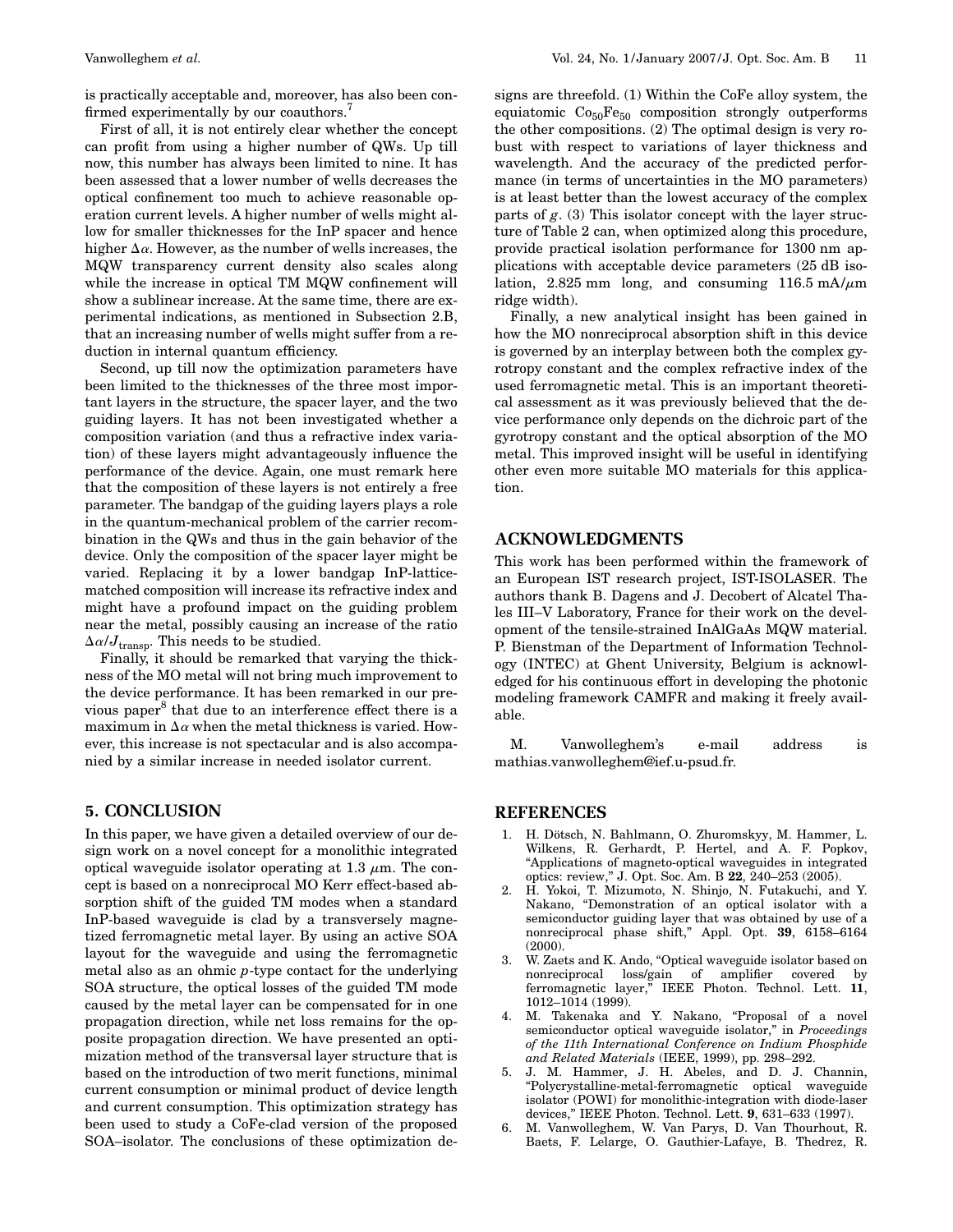is practically acceptable and, moreover, has also been confirmed experimentally by our coauthors.[7]

First of all, it is not entirely clear whether the concept can profit from using a higher number of QWs. Up till now, this number has always been limited to nine. It has been assessed that a lower number of wells decreases the optical confinement too much to achieve reasonable operation current levels. A higher number of wells might allow for smaller thicknesses for the InP spacer and hence higher $\Delta\alpha$. However, as the number of wells increases, the MQW transparency current density also scales along while the increase in optical TM MQW confinement will show a sublinear increase. At the same time, there are experimental indications, as mentioned in Subsection 2.B, that an increasing number of wells might suffer from a reduction in internal quantum efficiency.

Second, up till now the optimization parameters have been limited to the thicknesses of the three most important layers in the structure, the spacer layer, and the two guiding layers. It has not been investigated whether a composition variation (and thus a refractive index variation) of these layers might advantageously influence the performance of the device. Again, one must remark here that the composition of these layers is not entirely a free parameter. The bandgap of the guiding layers plays a role in the quantum-mechanical problem of the carrier recombination in the QWs and thus in the gain behavior of the device. Only the composition of the spacer layer might be varied. Replacing it by a lower bandgap InP-lattice-matched composition will increase its refractive index and might have a profound impact on the guiding problem near the metal, possibly causing an increase of the ratio $\Delta\alpha/J_{\text{transp}}$. This needs to be studied.

Finally, it should be remarked that varying the thickness of the MO metal will not bring much improvement to the device performance. It has been remarked in our previous paper[8] that due to an interference effect there is a maximum in $\Delta\alpha$ when the metal thickness is varied. However, this increase is not spectacular and is also accompanied by a similar increase in needed isolator current.

## 5. CONCLUSION

In this paper, we have given a detailed overview of our design work on a novel concept for a monolithic integrated optical waveguide isolator operating at 1.3 $\mu$m. The concept is based on a nonreciprocal MO Kerr effect-based absorption shift of the guided TM modes when a standard InP-based waveguide is clad by a transversely magnetized ferromagnetic metal layer. By using an active SOA layout for the waveguide and using the ferromagnetic metal also as an ohmic $p$-type contact for the underlying SOA structure, the optical losses of the guided TM mode caused by the metal layer can be compensated for in one propagation direction, while net loss remains for the opposite propagation direction. We have presented an optimization method of the transversal layer structure that is based on the introduction of two merit functions, minimal current consumption or minimal product of device length and current consumption. This optimization strategy has been used to study a CoFe-clad version of the proposed SOA–isolator. The conclusions of these optimization designs are threefold. (1) Within the CoFe alloy system, the equiatomic $Co_{50}Fe_{50}$ composition strongly outperforms the other compositions. (2) The optimal design is very robust with respect to variations of layer thickness and wavelength. And the accuracy of the predicted performance (in terms of uncertainties in the MO parameters) is at least better than the lowest accuracy of the complex parts of $g$. (3) This isolator concept with the layer structure of Table 2 can, when optimized along this procedure, provide practical isolation performance for 1300 nm applications with acceptable device parameters (25 dB isolation, 2.825 mm long, and consuming 116.5 mA/$\mu$m ridge width).

Finally, a new analytical insight has been gained in how the MO nonreciprocal absorption shift in this device is governed by an interplay between both the complex gyrotropy constant and the complex refractive index of the used ferromagnetic metal. This is an important theoretical assessment as it was previously believed that the device performance only depends on the dichroic part of the gyrotropy constant and the optical absorption of the MO metal. This improved insight will be useful in identifying other even more suitable MO materials for this application.

## ACKNOWLEDGMENTS

This work has been performed within the framework of an European IST research project, IST-ISOLASER. The authors thank B. Dagens and J. Decobert of Alcatel Thales III–V Laboratory, France for their work on the development of the tensile-strained InAlGaAs MQW material. P. Bienstman of the Department of Information Technology (INTEC) at Ghent University, Belgium is acknowledged for his continuous effort in developing the photonic modeling framework CAMFR and making it freely available.

M. Vanwolleghem's e-mail address is mathias.vanwolleghem@ief.u-psud.fr.

## REFERENCES

1. H. Dötsch, N. Bahlmann, O. Zhuromskyy, M. Hammer, L. Wilkens, R. Gerhardt, P. Hertel, and A. F. Popkov, "Applications of magneto-optical waveguides in integrated optics: review," J. Opt. Soc. Am. B **22**, 240–253 (2005).
2. H. Yokoi, T. Mizumoto, N. Shinjo, N. Futakuchi, and Y. Nakano, "Demonstration of an optical isolator with a semiconductor guiding layer that was obtained by use of a nonreciprocal phase shift," Appl. Opt. **39**, 6158–6164 (2000).
3. W. Zaets and K. Ando, "Optical waveguide isolator based on nonreciprocal loss/gain of amplifier covered by ferromagnetic layer," IEEE Photon. Technol. Lett. **11**, 1012–1014 (1999).
4. M. Takenaka and Y. Nakano, "Proposal of a novel semiconductor optical waveguide isolator," in *Proceedings of the 11th International Conference on Indium Phosphide and Related Materials* (IEEE, 1999), pp. 298–292.
5. J. M. Hammer, J. H. Abeles, and D. J. Channin, "Polycrystalline-metal-ferromagnetic optical waveguide isolator (POWI) for monolithic-integration with diode-laser devices," IEEE Photon. Technol. Lett. **9**, 631–633 (1997).
6. M. Vanwolleghem, W. Van Parys, D. Van Thourhout, R. Baets, F. Lelarge, O. Gauthier-Lafaye, B. Thedrez, R.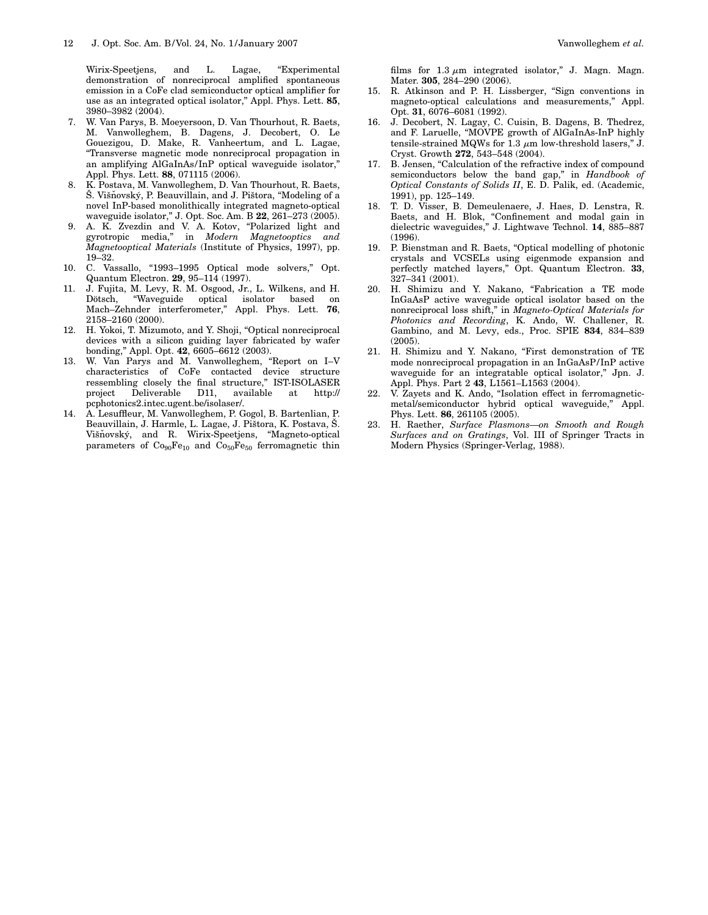Wirix-Speetjens, and L. Lagae, "Experimental demonstration of nonreciprocal amplified spontaneous emission in a CoFe clad semiconductor optical amplifier for use as an integrated optical isolator," Appl. Phys. Lett. **85**, 3980–3982 (2004).

7. W. Van Parys, B. Moeyersoon, D. Van Thourhout, R. Baets, M. Vanwolleghem, B. Dagens, J. Decobert, O. Le Gouezigou, D. Make, R. Vanheertum, and L. Lagae, "Transverse magnetic mode nonreciprocal propagation in an amplifying AlGaInAs/InP optical waveguide isolator," Appl. Phys. Lett. **88**, 071115 (2006).
8. K. Postava, M. Vanwolleghem, D. Van Thourhout, R. Baets, Š. Višňovský, P. Beauvillain, and J. Pištora, "Modeling of a novel InP-based monolithically integrated magneto-optical waveguide isolator," J. Opt. Soc. Am. B **22**, 261–273 (2005).
9. A. K. Zvezdin and V. A. Kotov, "Polarized light and gyrotropic media," in *Modern Magnetooptics and Magnetooptical Materials* (Institute of Physics, 1997), pp. 19–32.
10. C. Vassallo, "1993–1995 Optical mode solvers," Opt. Quantum Electron. **29**, 95–114 (1997).
11. J. Fujita, M. Levy, R. M. Osgood, Jr., L. Wilkens, and H. Dötsch, "Waveguide optical isolator based on Mach–Zehnder interferometer," Appl. Phys. Lett. **76**, 2158–2160 (2000).
12. H. Yokoi, T. Mizumoto, and Y. Shoji, "Optical nonreciprocal devices with a silicon guiding layer fabricated by wafer bonding," Appl. Opt. **42**, 6605–6612 (2003).
13. W. Van Parys and M. Vanwolleghem, "Report on I–V characteristics of CoFe contacted device structure ressembling closely the final structure," IST-ISOLASER project Deliverable D11, available at http://pcphotonics2.intec.ugent.be/isolaser/.
14. A. Lesuffleur, M. Vanwolleghem, P. Gogol, B. Bartenlian, P. Beauvillain, J. Harmle, L. Lagae, J. Pištora, K. Postava, Š. Višňovský, and R. Wirix-Speetjens, "Magneto-optical parameters of $Co_{90}Fe_{10}$ and $Co_{50}Fe_{50}$ ferromagnetic thin films for 1.3 $\mu$m integrated isolator," J. Magn. Magn. Mater. **305**, 284–290 (2006).
15. R. Atkinson and P. H. Lissberger, "Sign conventions in magneto-optical calculations and measurements," Appl. Opt. **31**, 6076–6081 (1992).
16. J. Decobert, N. Lagay, C. Cuisin, B. Dagens, B. Thedrez, and F. Laruelle, "MOVPE growth of AlGaInAs-InP highly tensile-strained MQWs for 1.3 $\mu$m low-threshold lasers," J. Cryst. Growth **272**, 543–548 (2004).
17. B. Jensen, "Calculation of the refractive index of compound semiconductors below the band gap," in *Handbook of Optical Constants of Solids II*, E. D. Palik, ed. (Academic, 1991), pp. 125–149.
18. T. D. Visser, B. Demeulenaere, J. Haes, D. Lenstra, R. Baets, and H. Blok, "Confinement and modal gain in dielectric waveguides," J. Lightwave Technol. **14**, 885–887 (1996).
19. P. Bienstman and R. Baets, "Optical modelling of photonic crystals and VCSELs using eigenmode expansion and perfectly matched layers," Opt. Quantum Electron. **33**, 327–341 (2001).
20. H. Shimizu and Y. Nakano, "Fabrication a TE mode InGaAsP active waveguide optical isolator based on the nonreciprocal loss shift," in *Magneto-Optical Materials for Photonics and Recording*, K. Ando, W. Challener, R. Gambino, and M. Levy, eds., Proc. SPIE **834**, 834–839 (2005).
21. H. Shimizu and Y. Nakano, "First demonstration of TE mode nonreciprocal propagation in an InGaAsP/InP active waveguide for an integratable optical isolator," Jpn. J. Appl. Phys. Part 2 **43**, L1561–L1563 (2004).
22. V. Zayets and K. Ando, "Isolation effect in ferromagnetic-metal/semiconductor hybrid optical waveguide," Appl. Phys. Lett. **86**, 261105 (2005).
23. H. Raether, *Surface Plasmons—on Smooth and Rough Surfaces and on Gratings*, Vol. III of Springer Tracts in Modern Physics (Springer-Verlag, 1988).